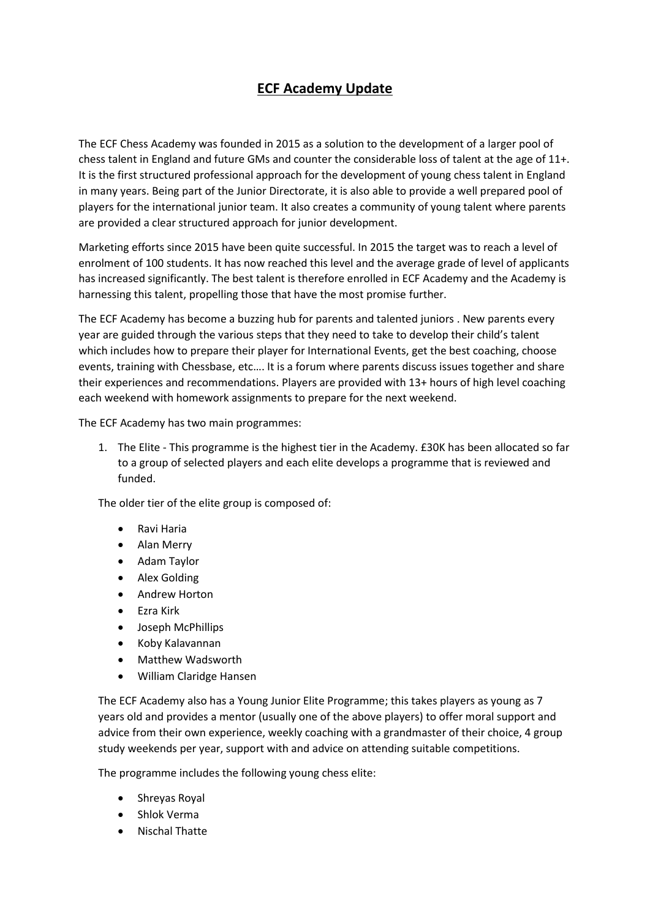# ECF Academy Update

The ECF Chess Academy was founded in 2015 as a solution to the development of a larger pool of chess talent in England and future GMs and counter the considerable loss of talent at the age of 11+. It is the first structured professional approach for the development of young chess talent in England in many years. Being part of the Junior Directorate, it is also able to provide a well prepared pool of players for the international junior team. It also creates a community of young talent where parents are provided a clear structured approach for junior development.

Marketing efforts since 2015 have been quite successful. In 2015 the target was to reach a level of enrolment of 100 students. It has now reached this level and the average grade of level of applicants has increased significantly. The best talent is therefore enrolled in ECF Academy and the Academy is harnessing this talent, propelling those that have the most promise further.

The ECF Academy has become a buzzing hub for parents and talented juniors . New parents every year are guided through the various steps that they need to take to develop their child's talent which includes how to prepare their player for International Events, get the best coaching, choose events, training with Chessbase, etc…. It is a forum where parents discuss issues together and share their experiences and recommendations. Players are provided with 13+ hours of high level coaching each weekend with homework assignments to prepare for the next weekend.

The ECF Academy has two main programmes:

1. The Elite - This programme is the highest tier in the Academy. £30K has been allocated so far to a group of selected players and each elite develops a programme that is reviewed and funded.

   The older tier of the elite group is composed of:

   - Ravi Haria
   - Alan Merry
   - Adam Taylor
   - Alex Golding
   - Andrew Horton
   - Ezra Kirk
   - Joseph McPhillips
   - Koby Kalavannan
   - Matthew Wadsworth
   - William Claridge Hansen

   The ECF Academy also has a Young Junior Elite Programme; this takes players as young as 7 years old and provides a mentor (usually one of the above players) to offer moral support and advice from their own experience, weekly coaching with a grandmaster of their choice, 4 group study weekends per year, support with and advice on attending suitable competitions.

   The programme includes the following young chess elite:

   - Shreyas Royal
   - Shlok Verma
   - Nischal Thatte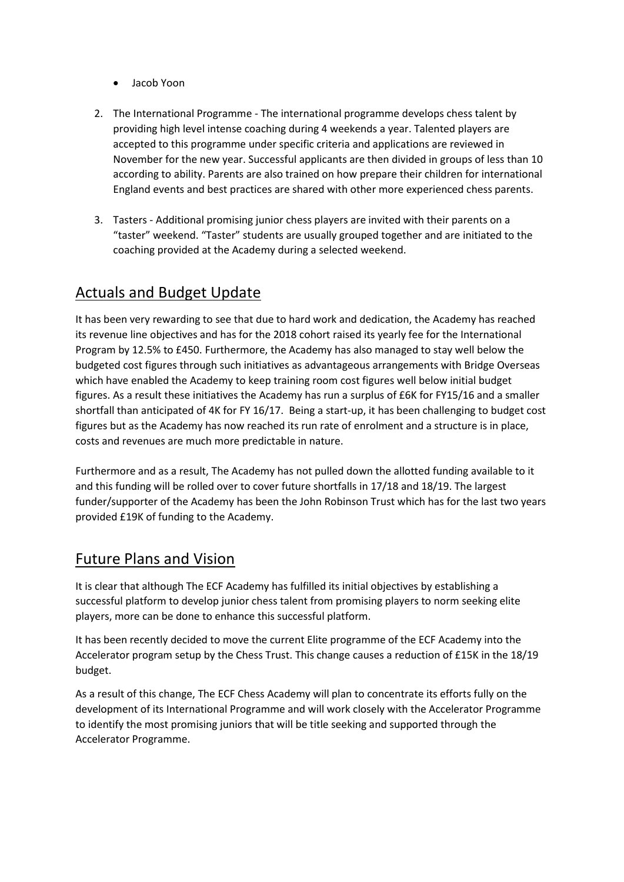- Jacob Yoon

2. The International Programme - The international programme develops chess talent by providing high level intense coaching during 4 weekends a year. Talented players are accepted to this programme under specific criteria and applications are reviewed in November for the new year. Successful applicants are then divided in groups of less than 10 according to ability. Parents are also trained on how prepare their children for international England events and best practices are shared with other more experienced chess parents.

3. Tasters - Additional promising junior chess players are invited with their parents on a "taster" weekend. "Taster" students are usually grouped together and are initiated to the coaching provided at the Academy during a selected weekend.

## Actuals and Budget Update

It has been very rewarding to see that due to hard work and dedication, the Academy has reached its revenue line objectives and has for the 2018 cohort raised its yearly fee for the International Program by 12.5% to £450. Furthermore, the Academy has also managed to stay well below the budgeted cost figures through such initiatives as advantageous arrangements with Bridge Overseas which have enabled the Academy to keep training room cost figures well below initial budget figures. As a result these initiatives the Academy has run a surplus of £6K for FY15/16 and a smaller shortfall than anticipated of 4K for FY 16/17. Being a start-up, it has been challenging to budget cost figures but as the Academy has now reached its run rate of enrolment and a structure is in place, costs and revenues are much more predictable in nature.

Furthermore and as a result, The Academy has not pulled down the allotted funding available to it and this funding will be rolled over to cover future shortfalls in 17/18 and 18/19. The largest funder/supporter of the Academy has been the John Robinson Trust which has for the last two years provided £19K of funding to the Academy.

## Future Plans and Vision

It is clear that although The ECF Academy has fulfilled its initial objectives by establishing a successful platform to develop junior chess talent from promising players to norm seeking elite players, more can be done to enhance this successful platform.

It has been recently decided to move the current Elite programme of the ECF Academy into the Accelerator program setup by the Chess Trust. This change causes a reduction of £15K in the 18/19 budget.

As a result of this change, The ECF Chess Academy will plan to concentrate its efforts fully on the development of its International Programme and will work closely with the Accelerator Programme to identify the most promising juniors that will be title seeking and supported through the Accelerator Programme.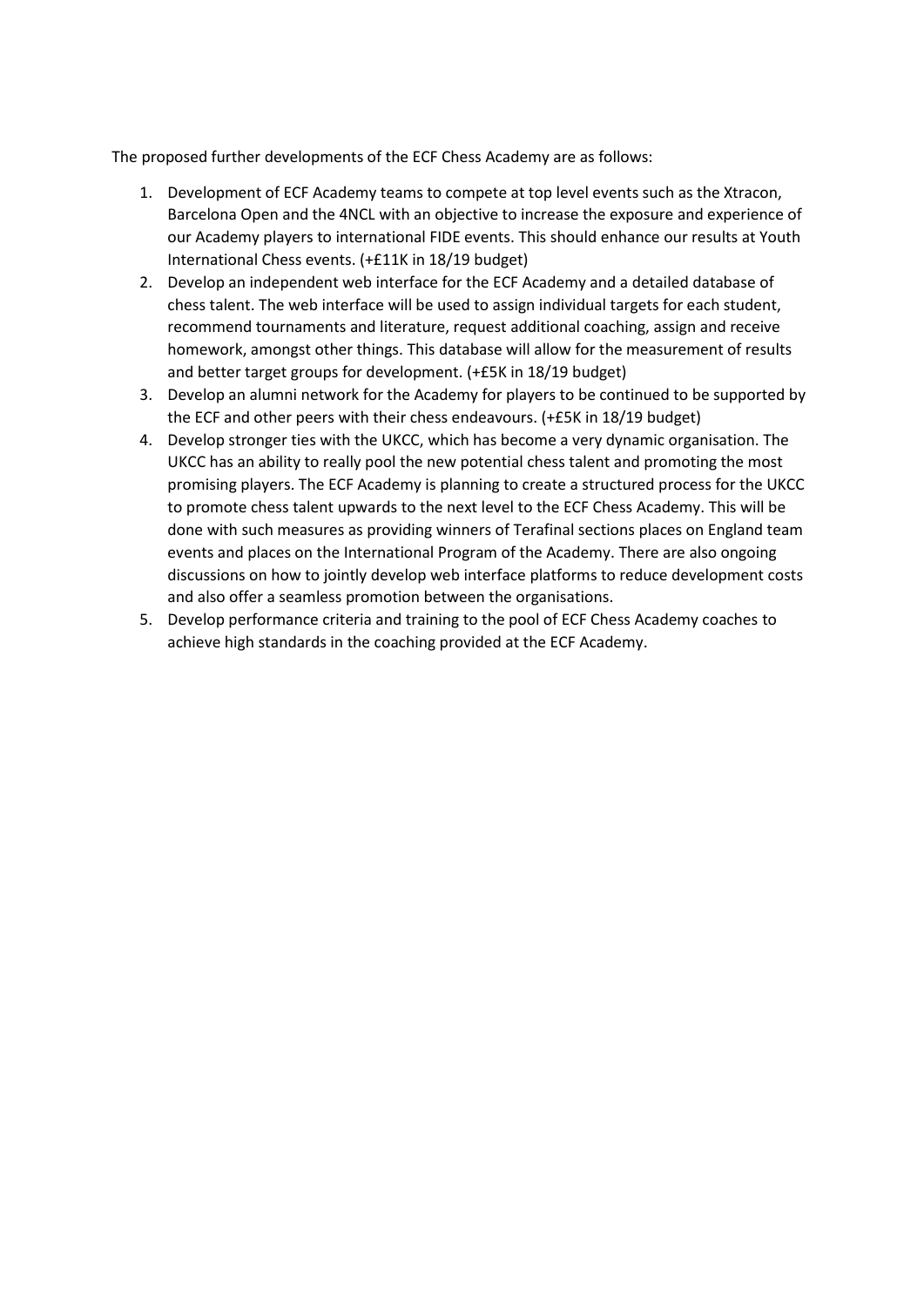The proposed further developments of the ECF Chess Academy are as follows:

1. Development of ECF Academy teams to compete at top level events such as the Xtracon, Barcelona Open and the 4NCL with an objective to increase the exposure and experience of our Academy players to international FIDE events. This should enhance our results at Youth International Chess events. (+£11K in 18/19 budget)
2. Develop an independent web interface for the ECF Academy and a detailed database of chess talent. The web interface will be used to assign individual targets for each student, recommend tournaments and literature, request additional coaching, assign and receive homework, amongst other things. This database will allow for the measurement of results and better target groups for development. (+£5K in 18/19 budget)
3. Develop an alumni network for the Academy for players to be continued to be supported by the ECF and other peers with their chess endeavours. (+£5K in 18/19 budget)
4. Develop stronger ties with the UKCC, which has become a very dynamic organisation. The UKCC has an ability to really pool the new potential chess talent and promoting the most promising players. The ECF Academy is planning to create a structured process for the UKCC to promote chess talent upwards to the next level to the ECF Chess Academy. This will be done with such measures as providing winners of Terafinal sections places on England team events and places on the International Program of the Academy. There are also ongoing discussions on how to jointly develop web interface platforms to reduce development costs and also offer a seamless promotion between the organisations.
5. Develop performance criteria and training to the pool of ECF Chess Academy coaches to achieve high standards in the coaching provided at the ECF Academy.